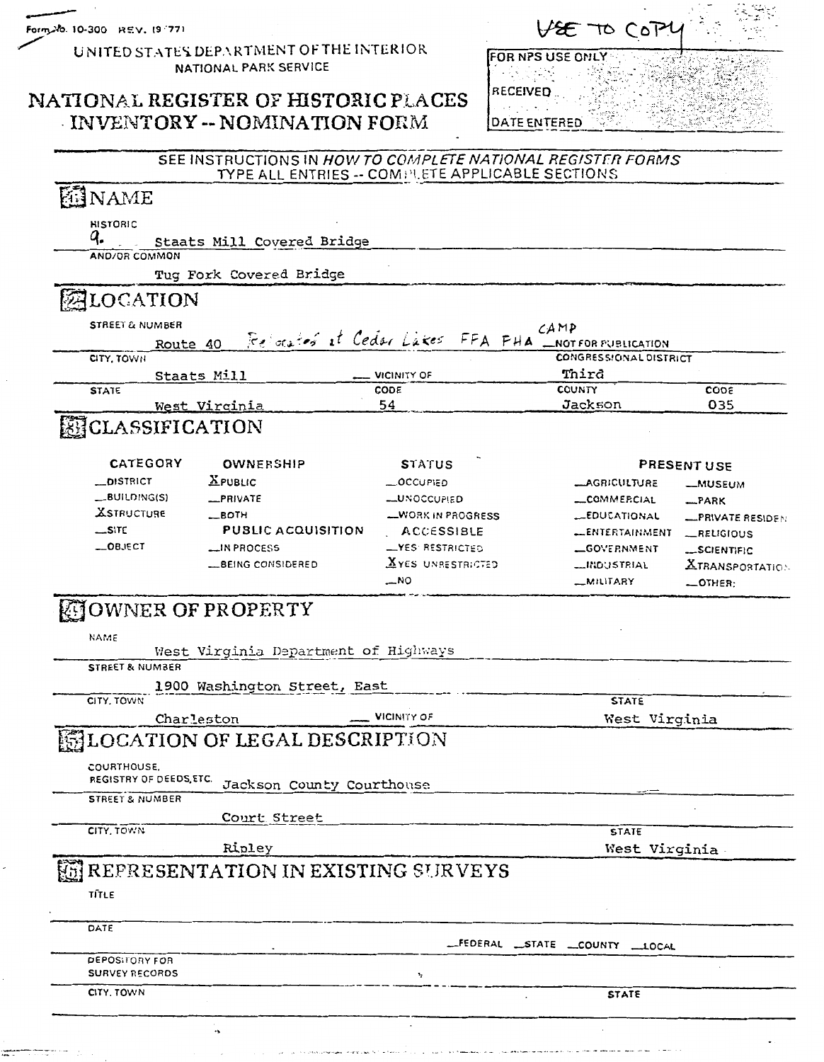Form No. 10-300 REV. (9/77)

USE TO COPY

UNITED STATES DEPARTMENT OF THE INTERIOR
NATIONAL PARK SERVICE

| FOR NPS USE ONLY |
| --- |
| RECEIVED |
| DATE ENTERED |

# NATIONAL REGISTER OF HISTORIC PLACES INVENTORY -- NOMINATION FORM

SEE INSTRUCTIONS IN *HOW TO COMPLETE NATIONAL REGISTER FORMS*
TYPE ALL ENTRIES -- COMPLETE APPLICABLE SECTIONS

## 1 NAME

HISTORIC
9. Staats Mill Covered Bridge

AND/OR COMMON
Tug Fork Covered Bridge

## 2 LOCATION

STREET & NUMBER
Route 40 Relocated at Cedar Lakes FFA FHA CAMP __NOT FOR PUBLICATION

CITY, TOWN
Staats Mill __VICINITY OF

CONGRESSIONAL DISTRICT
Third

| STATE | CODE | COUNTY | CODE |
| --- | --- | --- | --- |
| West Virginia | 54 | Jackson | 035 |

## 3 CLASSIFICATION

| CATEGORY | OWNERSHIP | STATUS | PRESENT USE | |
| --- | --- | --- | --- | --- |
| __DISTRICT | X PUBLIC | __OCCUPIED | __AGRICULTURE | __MUSEUM |
| __BUILDING(S) | __PRIVATE | __UNOCCUPIED | __COMMERCIAL | __PARK |
| X STRUCTURE | __BOTH | __WORK IN PROGRESS | __EDUCATIONAL | __PRIVATE RESIDENCE |
| __SITE | PUBLIC ACQUISITION | ACCESSIBLE | __ENTERTAINMENT | __RELIGIOUS |
| __OBJECT | __IN PROCESS | __YES: RESTRICTED | __GOVERNMENT | __SCIENTIFIC |
| | __BEING CONSIDERED | X YES: UNRESTRICTED | __INDUSTRIAL | X TRANSPORTATION |
| | | __NO | __MILITARY | __OTHER: |

## 4 OWNER OF PROPERTY

NAME
West Virginia Department of Highways

STREET & NUMBER
1900 Washington Street, East

CITY, TOWN
Charleston __VICINITY OF

STATE
West Virginia

## 5 LOCATION OF LEGAL DESCRIPTION

COURTHOUSE, REGISTRY OF DEEDS, ETC.
Jackson County Courthouse

STREET & NUMBER
Court Street

CITY, TOWN
Ripley

STATE
West Virginia

## 6 REPRESENTATION IN EXISTING SURVEYS

TITLE

DATE __FEDERAL __STATE __COUNTY __LOCAL

DEPOSITORY FOR SURVEY RECORDS

CITY, TOWN

STATE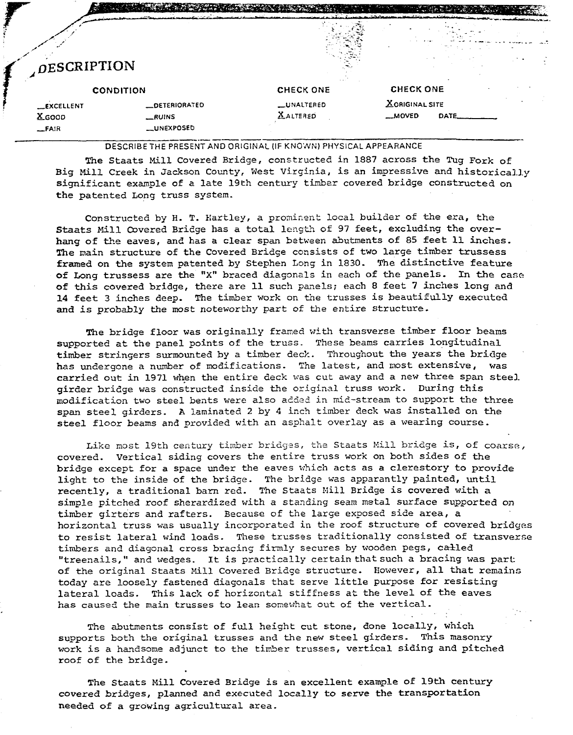# DESCRIPTION

| CONDITION | | CHECK ONE | CHECK ONE |
|---|---|---|---|
| _EXCELLENT | _DETERIORATED | _UNALTERED | X ORIGINAL SITE |
| X GOOD | _RUINS | X ALTERED | _MOVED DATE_______ |
| _FAIR | _UNEXPOSED | | |

DESCRIBE THE PRESENT AND ORIGINAL (IF KNOWN) PHYSICAL APPEARANCE

The Staats Mill Covered Bridge, constructed in 1887 across the Tug Fork of Big Mill Creek in Jackson County, West Virginia, is an impressive and historically significant example of a late 19th century timber covered bridge constructed on the patented Long truss system.

Constructed by H. T. Hartley, a prominent local builder of the era, the Staats Mill Covered Bridge has a total length of 97 feet, excluding the overhang of the eaves, and has a clear span between abutments of 85 feet 11 inches. The main structure of the Covered Bridge consists of two large timber trussess framed on the system patented by Stephen Long in 1830. The distinctive feature of Long trussess are the "X" braced diagonals in each of the panels. In the case of this covered bridge, there are 11 such panels; each 8 feet 7 inches long and 14 feet 3 inches deep. The timber work on the trusses is beautifully executed and is probably the most noteworthy part of the entire structure.

The bridge floor was originally framed with transverse timber floor beams supported at the panel points of the truss. These beams carries longitudinal timber stringers surmounted by a timber deck. Throughout the years the bridge has undergone a number of modifications. The latest, and most extensive, was carried out in 1971 when the entire deck was cut away and a new three span steel girder bridge was constructed inside the original truss work. During this modification two steel bents were also added in mid-stream to support the three span steel girders. A laminated 2 by 4 inch timber deck was installed on the steel floor beams and provided with an asphalt overlay as a wearing course.

Like most 19th century timber bridges, the Staats Mill bridge is, of coarse, covered. Vertical siding covers the entire truss work on both sides of the bridge except for a space under the eaves which acts as a clerestory to provide light to the inside of the bridge. The bridge was apparantly painted, until recently, a traditional barn red. The Staats Mill Bridge is covered with a simple pitched roof sherardized with a standing seam metal surface supported on timber girters and rafters. Because of the large exposed side area, a horizontal truss was usually incorporated in the roof structure of covered bridges to resist lateral wind loads. These trusses traditionally consisted of transverse timbers and diagonal cross bracing firmly secures by wooden pegs, called "treenails," and wedges. It is practically certain that such a bracing was part of the original Staats Mill Covered Bridge structure. However, all that remains today are loosely fastened diagonals that serve little purpose for resisting lateral loads. This lack of horizontal stiffness at the level of the eaves has caused the main trusses to lean somewhat out of the vertical.

The abutments consist of full height cut stone, done locally, which supports both the original trusses and the new steel girders. This masonry work is a handsome adjunct to the timber trusses, vertical siding and pitched roof of the bridge.

The Staats Mill Covered Bridge is an excellent example of 19th century covered bridges, planned and executed locally to serve the transportation needed of a growing agricultural area.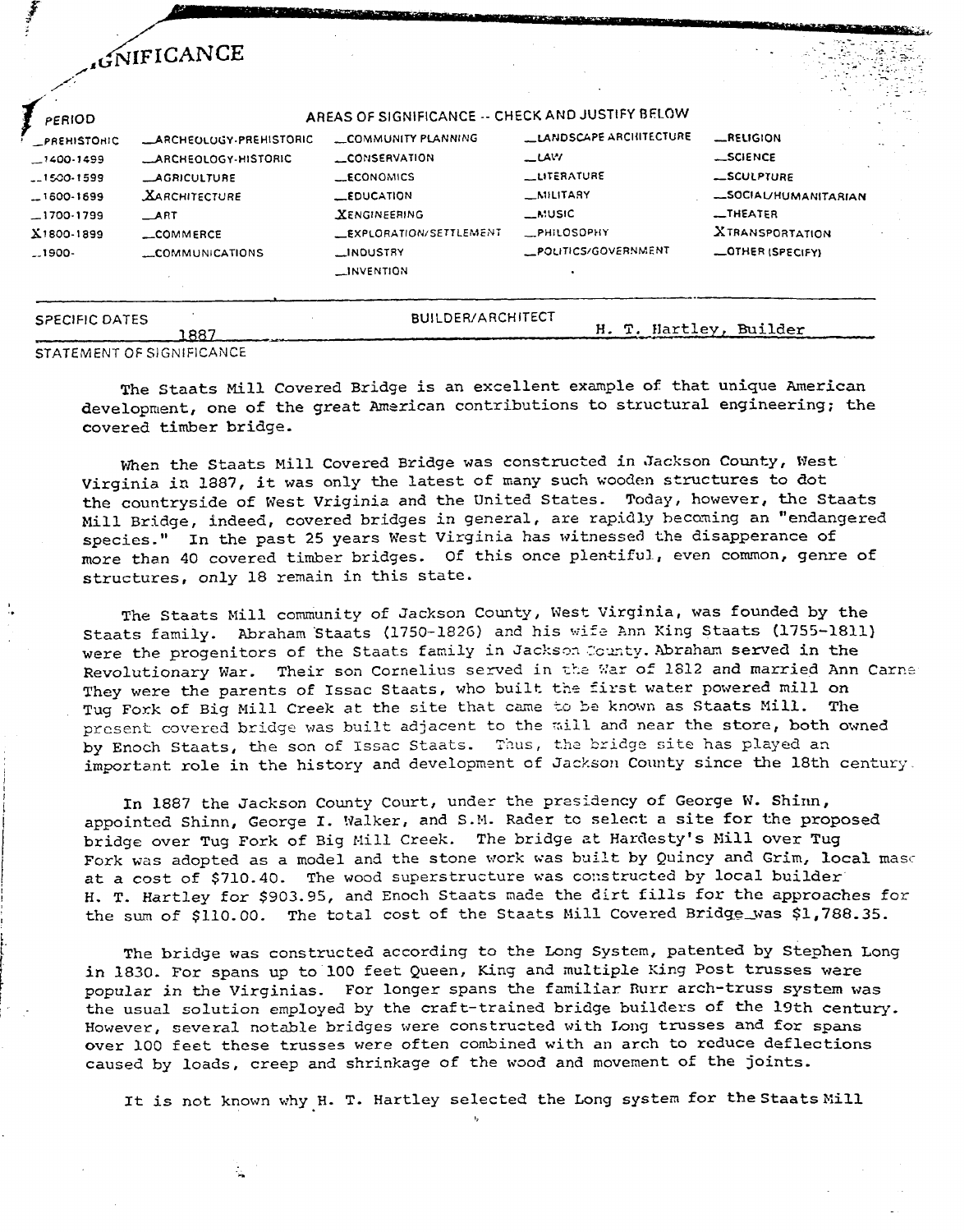## SIGNIFICANCE

| PERIOD | AREAS OF SIGNIFICANCE -- CHECK AND JUSTIFY BELOW | | | |
|---|---|---|---|---|
| _PREHISTORIC | _ARCHEOLOGY-PREHISTORIC | _COMMUNITY PLANNING | _LANDSCAPE ARCHITECTURE | _RELIGION |
| _1400-1499 | _ARCHEOLOGY-HISTORIC | _CONSERVATION | _LAW | _SCIENCE |
| _1500-1599 | _AGRICULTURE | _ECONOMICS | _LITERATURE | _SCULPTURE |
| _1600-1699 | X ARCHITECTURE | _EDUCATION | _MILITARY | _SOCIAL/HUMANITARIAN |
| _1700-1799 | _ART | X ENGINEERING | _MUSIC | _THEATER |
| X 1800-1899 | _COMMERCE | _EXPLORATION/SETTLEMENT | _PHILOSOPHY | X TRANSPORTATION |
| _1900- | _COMMUNICATIONS | _INDUSTRY | _POLITICS/GOVERNMENT | _OTHER (SPECIFY) |
| | | _INVENTION | | |

SPECIFIC DATES 1887 BUILDER/ARCHITECT H. T. Hartley, Builder

STATEMENT OF SIGNIFICANCE

The Staats Mill Covered Bridge is an excellent example of that unique American development, one of the great American contributions to structural engineering; the covered timber bridge.

When the Staats Mill Covered Bridge was constructed in Jackson County, West Virginia in 1887, it was only the latest of many such wooden structures to dot the countryside of West Vriginia and the United States. Today, however, the Staats Mill Bridge, indeed, covered bridges in general, are rapidly becoming an "endangered species." In the past 25 years West Virginia has witnessed the disapperance of more than 40 covered timber bridges. Of this once plentiful, even common, genre of structures, only 18 remain in this state.

The Staats Mill community of Jackson County, West Virginia, was founded by the Staats family. Abraham Staats (1750-1826) and his wife Ann King Staats (1755-1811) were the progenitors of the Staats family in Jackson County. Abraham served in the Revolutionary War. Their son Cornelius served in the War of 1812 and married Ann Carne They were the parents of Issac Staats, who built the first water powered mill on Tug Fork of Big Mill Creek at the site that came to be known as Staats Mill. The present covered bridge was built adjacent to the mill and near the store, both owned by Enoch Staats, the son of Issac Staats. Thus, the bridge site has played an important role in the history and development of Jackson County since the 18th century.

In 1887 the Jackson County Court, under the presidency of George W. Shinn, appointed Shinn, George I. Walker, and S.M. Rader to select a site for the proposed bridge over Tug Fork of Big Mill Creek. The bridge at Hardesty's Mill over Tug Fork was adopted as a model and the stone work was built by Quincy and Grim, local maso at a cost of $710.40. The wood superstructure was constructed by local builder H. T. Hartley for $903.95, and Enoch Staats made the dirt fills for the approaches for the sum of $110.00. The total cost of the Staats Mill Covered Bridge was $1,788.35.

The bridge was constructed according to the Long System, patented by Stephen Long in 1830. For spans up to 100 feet Queen, King and multiple King Post trusses were popular in the Virginias. For longer spans the familiar Burr arch-truss system was the usual solution employed by the craft-trained bridge builders of the 19th century. However, several notable bridges were constructed with Long trusses and for spans over 100 feet these trusses were often combined with an arch to reduce deflections caused by loads, creep and shrinkage of the wood and movement of the joints.

It is not known why H. T. Hartley selected the Long system for the Staats Mill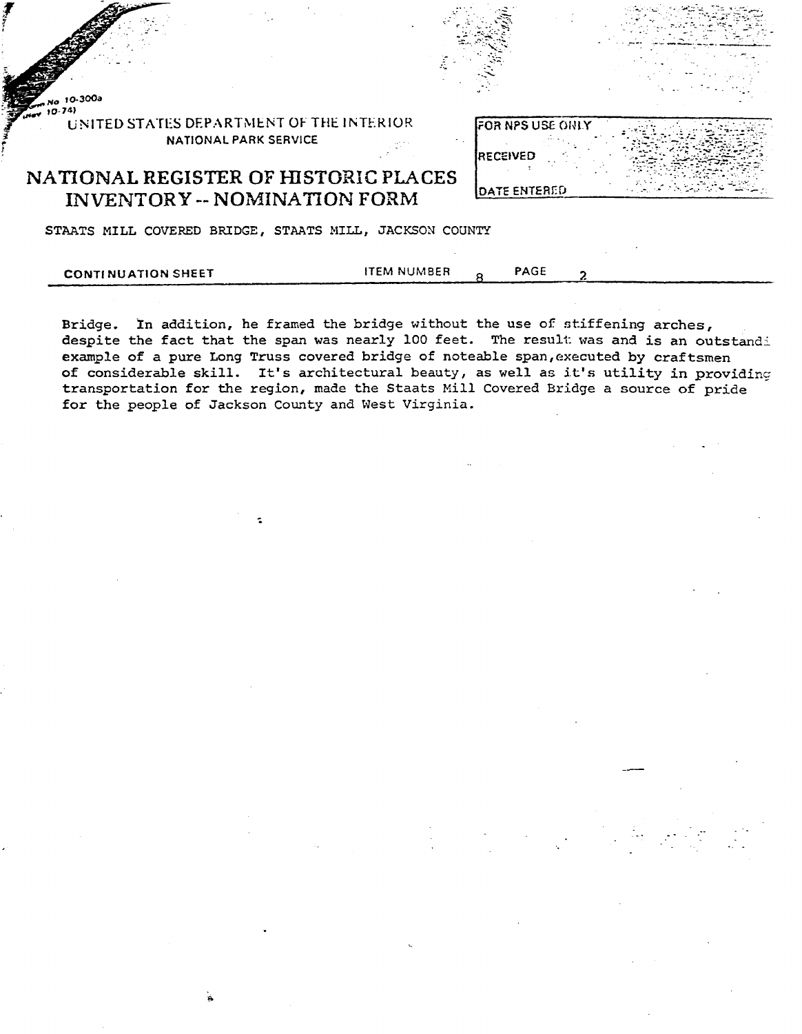Form No 10-300a
(Rev 10-74)

UNITED STATES DEPARTMENT OF THE INTERIOR
NATIONAL PARK SERVICE

# NATIONAL REGISTER OF HISTORIC PLACES INVENTORY -- NOMINATION FORM

| FOR NPS USE ONLY |
| --- |
| RECEIVED |
| DATE ENTERED |

STAATS MILL COVERED BRIDGE, STAATS MILL, JACKSON COUNTY

CONTINUATION SHEET ITEM NUMBER 8 PAGE 2

Bridge. In addition, he framed the bridge without the use of stiffening arches, despite the fact that the span was nearly 100 feet. The result was and is an outstandi example of a pure Long Truss covered bridge of noteable span,executed by craftsmen of considerable skill. It's architectural beauty, as well as it's utility in providing transportation for the region, made the Staats Mill Covered Bridge a source of pride for the people of Jackson County and West Virginia.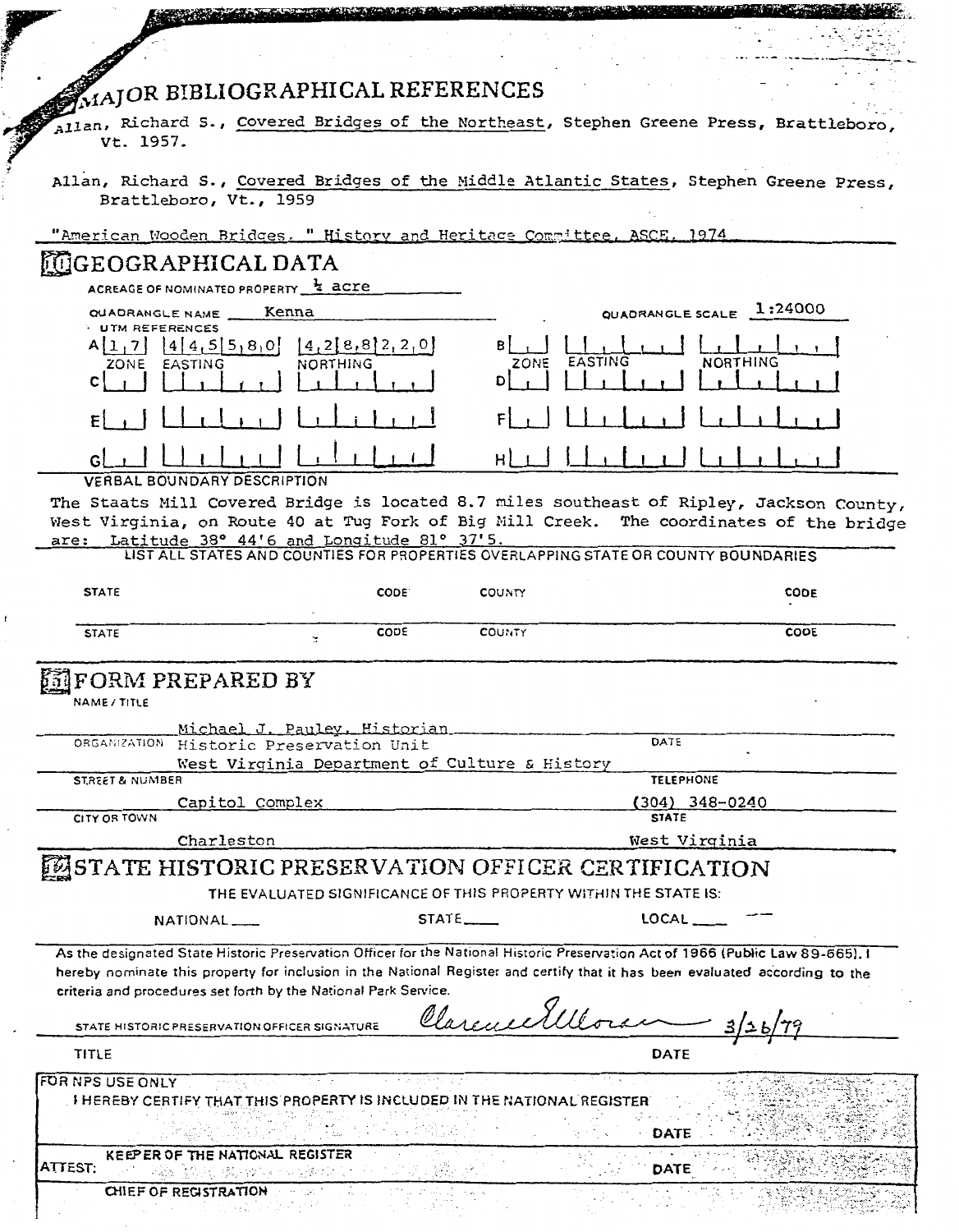## 9 MAJOR BIBLIOGRAPHICAL REFERENCES

Allan, Richard S., Covered Bridges of the Northeast, Stephen Greene Press, Brattleboro, Vt. 1957.

Allan, Richard S., Covered Bridges of the Middle Atlantic States, Stephen Greene Press, Brattleboro, Vt., 1959

"American Wooden Bridges," History and Heritage Committee, ASCE, 1974

## 10 GEOGRAPHICAL DATA

ACREAGE OF NOMINATED PROPERTY ½ acre

QUADRANGLE NAME Kenna

QUADRANGLE SCALE 1:24000

UTM REFERENCES

| | ZONE | EASTING | NORTHING | | ZONE | EASTING | NORTHING |
|---|---|---|---|---|---|---|---|
| A | 1 7 | 4 4 5 5 8 0 | 4 2 8 8 2 2 0 | B | | | |
| C | | | | D | | | |
| E | | | | F | | | |
| G | | | | H | | | |

VERBAL BOUNDARY DESCRIPTION

The Staats Mill Covered Bridge is located 8.7 miles southeast of Ripley, Jackson County, West Virginia, on Route 40 at Tug Fork of Big Mill Creek. The coordinates of the bridge are: Latitude 38° 44'6 and Longitude 81° 37'5.

LIST ALL STATES AND COUNTIES FOR PROPERTIES OVERLAPPING STATE OR COUNTY BOUNDARIES

| STATE | CODE | COUNTY | CODE |
|---|---|---|---|
| STATE | CODE | COUNTY | CODE |

## 11 FORM PREPARED BY

NAME / TITLE

Michael J. Pauley, Historian

ORGANIZATION Historic Preservation Unit
West Virginia Department of Culture & History

DATE

STREET & NUMBER
Capitol Complex

TELEPHONE
(304) 348-0240

CITY OR TOWN
Charleston

STATE
West Virginia

## 12 STATE HISTORIC PRESERVATION OFFICER CERTIFICATION

THE EVALUATED SIGNIFICANCE OF THIS PROPERTY WITHIN THE STATE IS:

NATIONAL ___ STATE ___ LOCAL ___

As the designated State Historic Preservation Officer for the National Historic Preservation Act of 1966 (Public Law 89-665). I hereby nominate this property for inclusion in the National Register and certify that it has been evaluated according to the criteria and procedures set forth by the National Park Service.

STATE HISTORIC PRESERVATION OFFICER SIGNATURE Clarence Moran 3/16/79

TITLE

DATE

FOR NPS USE ONLY
I HEREBY CERTIFY THAT THIS PROPERTY IS INCLUDED IN THE NATIONAL REGISTER

DATE

KEEPER OF THE NATIONAL REGISTER

ATTEST: DATE

CHIEF OF REGISTRATION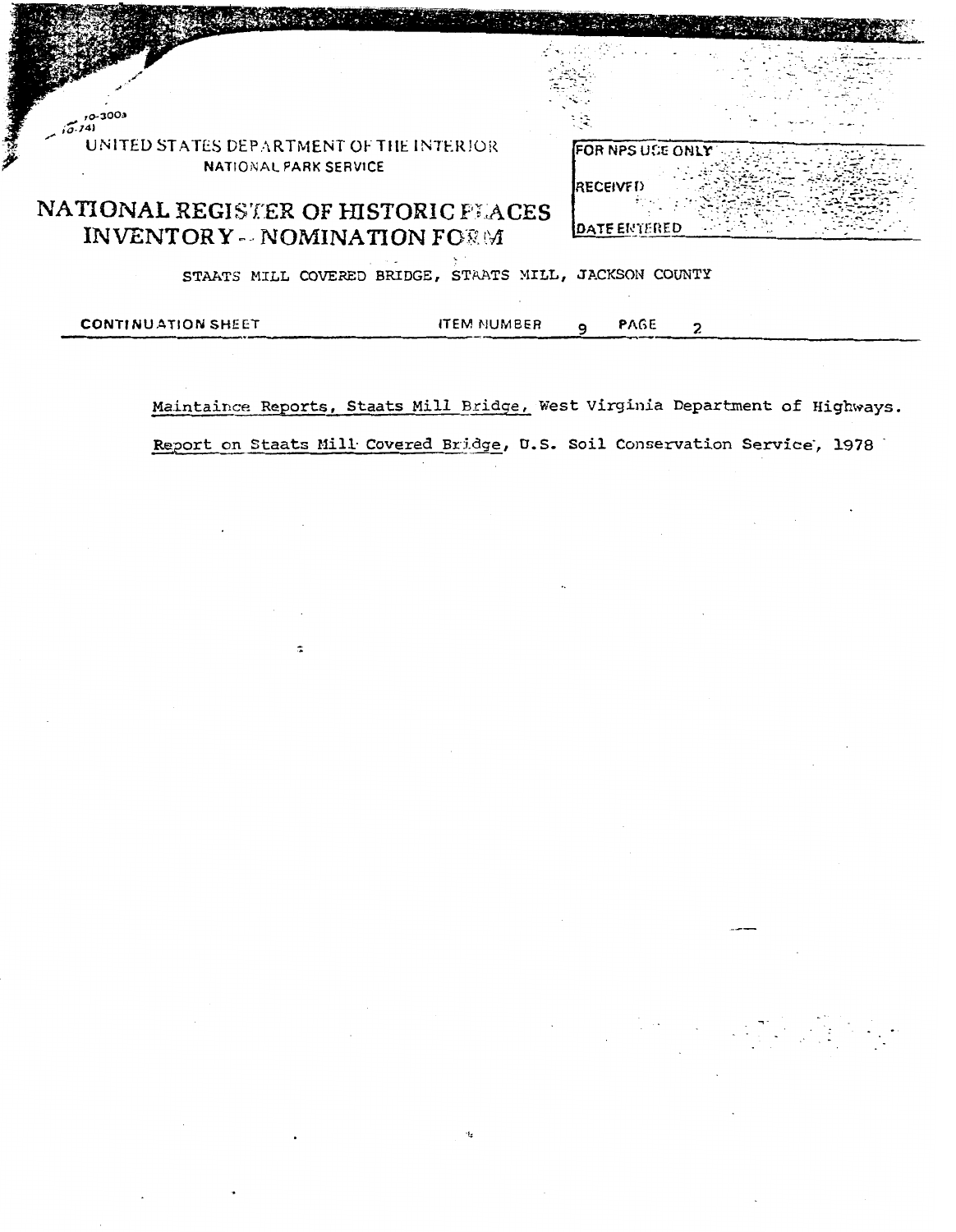UNITED STATES DEPARTMENT OF THE INTERIOR
NATIONAL PARK SERVICE

# NATIONAL REGISTER OF HISTORIC PLACES INVENTORY -- NOMINATION FORM

FOR NPS USE ONLY

RECEIVED

DATE ENTERED

STAATS MILL COVERED BRIDGE, STAATS MILL, JACKSON COUNTY

CONTINUATION SHEET ITEM NUMBER 9 PAGE 2

Maintaince Reports, Staats Mill Bridge, West Virginia Department of Highways.

Report on Staats Mill Covered Bridge, U.S. Soil Conservation Service, 1978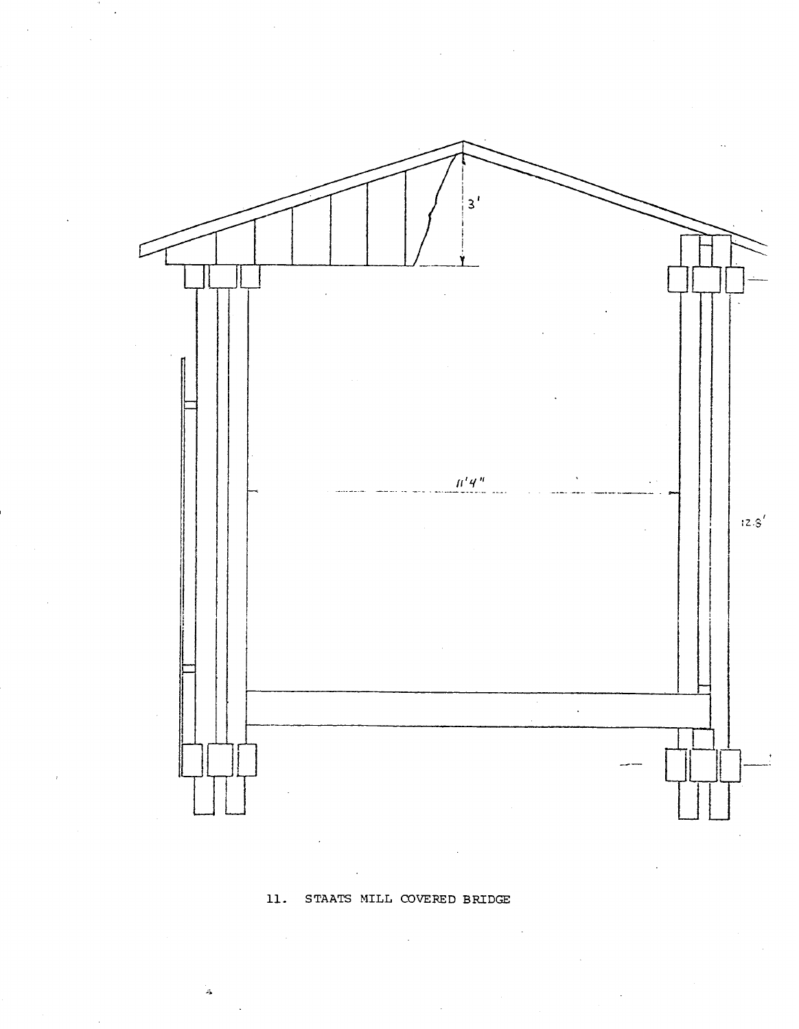3'

11'4"

12.8'

11. STAATS MILL COVERED BRIDGE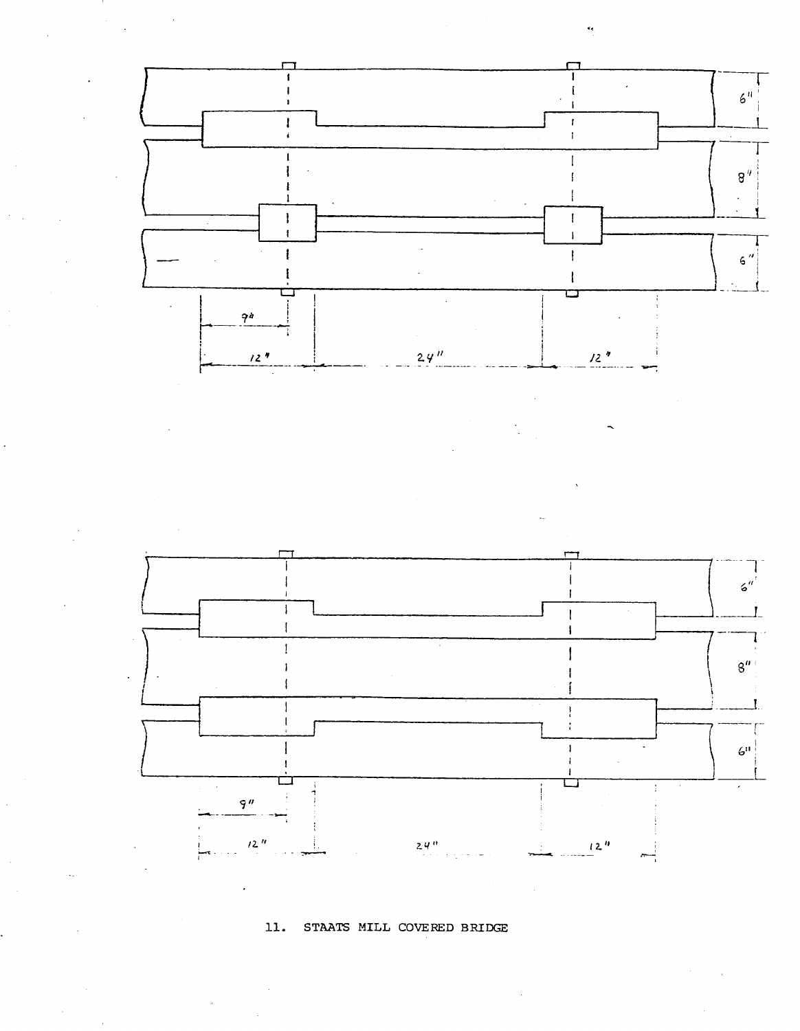6"

8"

6"

9"

12"

24"

12"

6"

8"

6"

9"

12"

24"

12"

11. STAATS MILL COVERED BRIDGE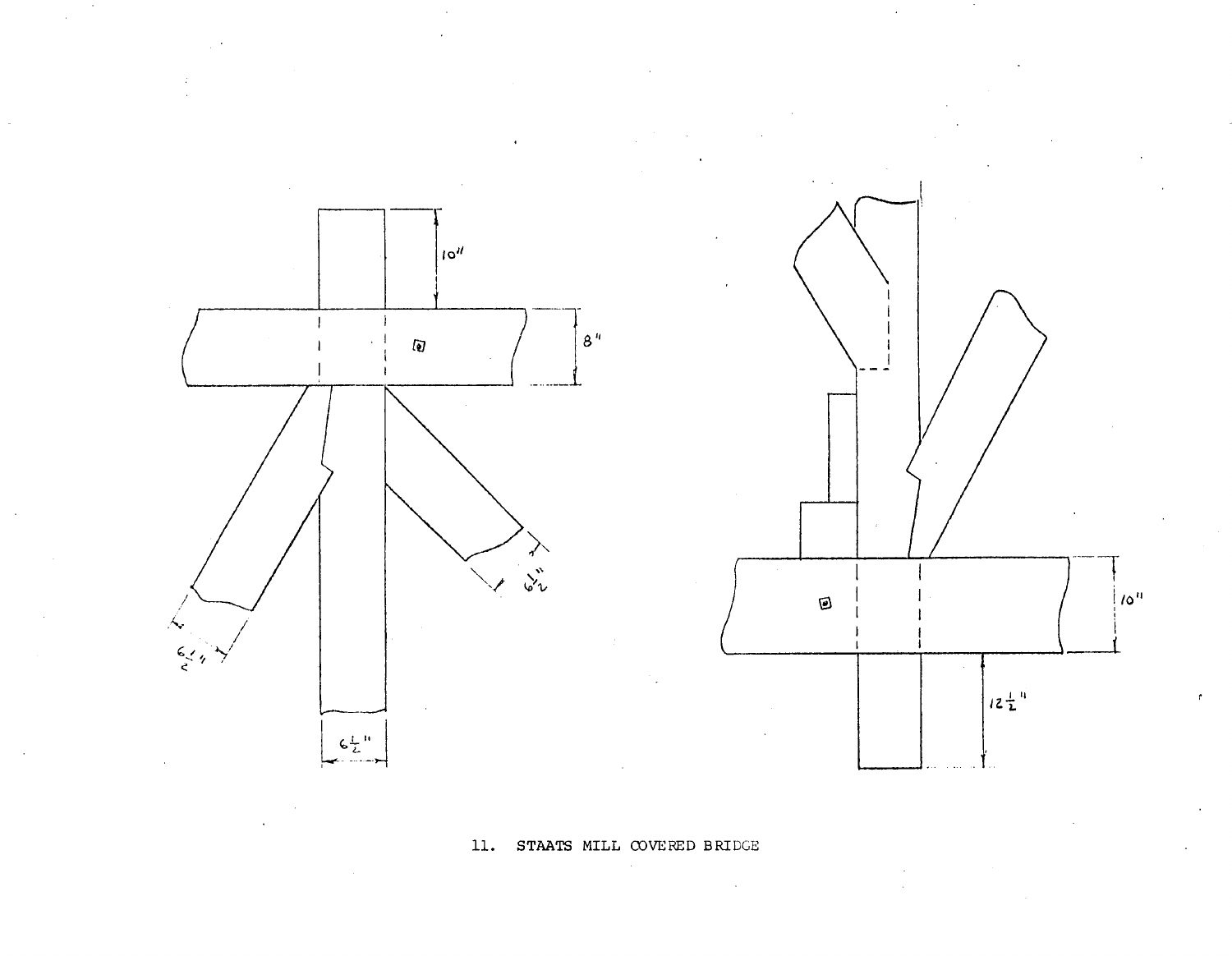10"

8"

6½"

6½"

6½"

10"

12½"

11. STAATS MILL COVERED BRIDGE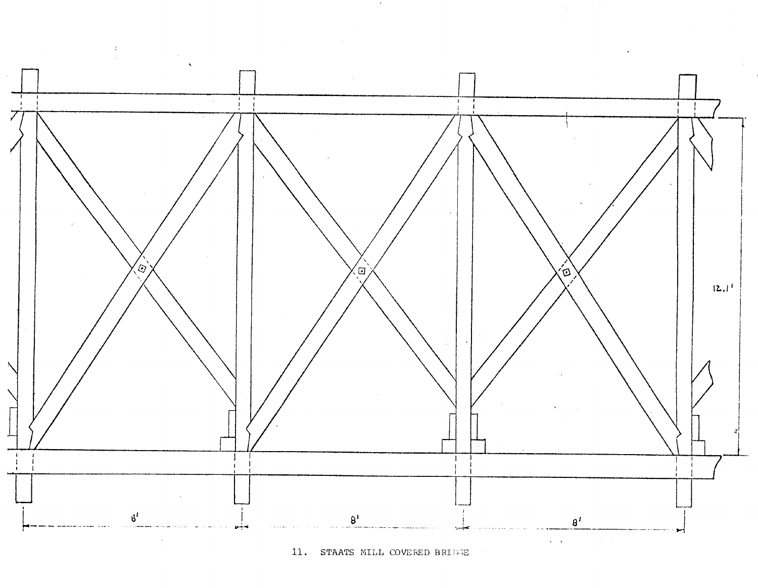12.1'

8'

8'

8'

11. STAATS MILL COVERED BRIDGE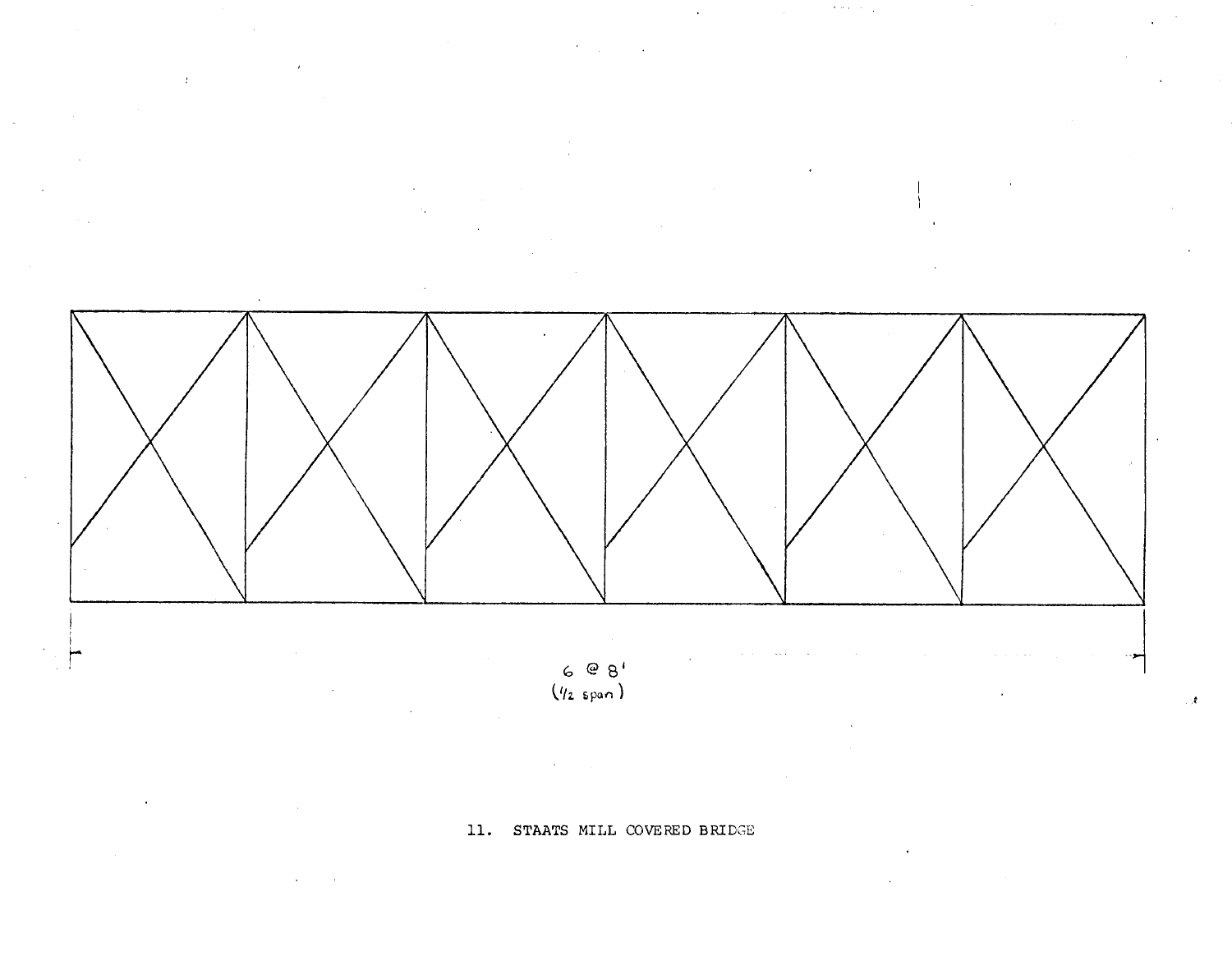6 @ 8'
(1/2 span)

11. STAATS MILL COVERED BRIDGE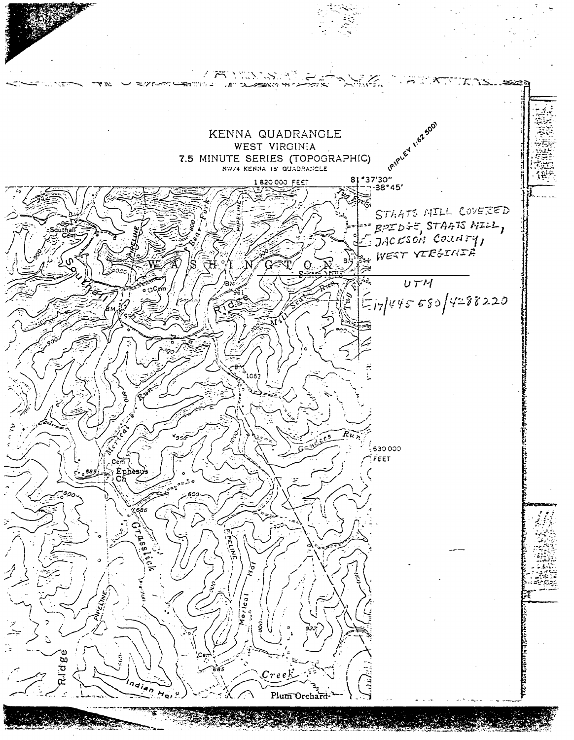# KENNA QUADRANGLE

WEST VIRGINIA

7.5 MINUTE SERIES (TOPOGRAPHIC)

NW/4 KENNA 15' QUADRANGLE

(RIPLEY 1:62 500)

1 820 000 FEET

81°37'30"

38°45'

STAATS MILL COVERED BRIDGE, STAATS MILL, JACKSON COUNTY, WEST VIRGINIA

UTM

17/445 580/4288220

630 000 FEET